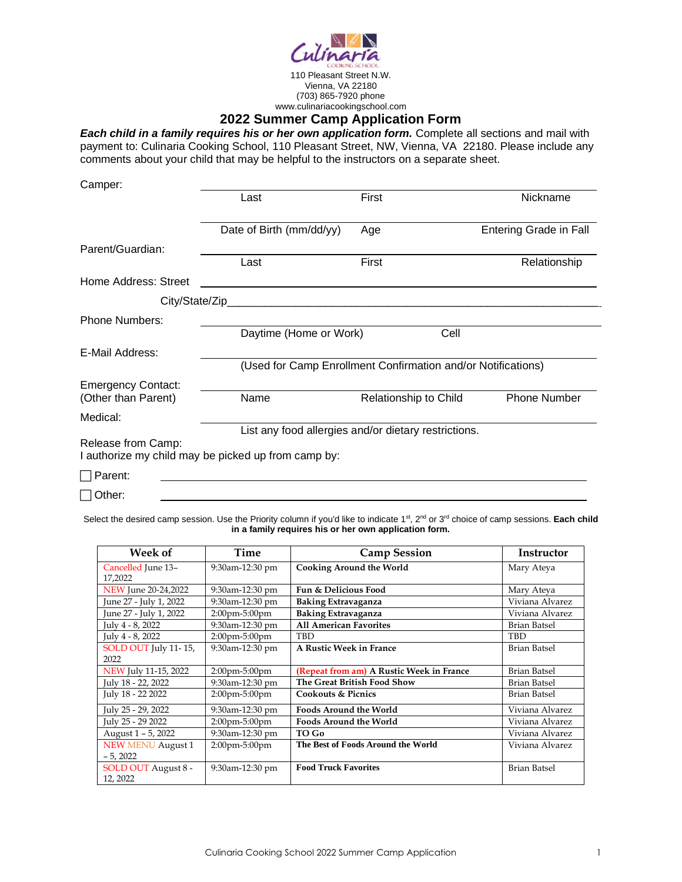Culinaria
COOKING SCHOOL

110 Pleasant Street N.W.
Vienna, VA 22180
(703) 865-7920 phone
www.culinariacookingschool.com

# 2022 Summer Camp Application Form

***Each child in a family requires his or her own application form.*** Complete all sections and mail with payment to: Culinaria Cooking School, 110 Pleasant Street, NW, Vienna, VA 22180. Please include any comments about your child that may be helpful to the instructors on a separate sheet.

Camper: ______________________________________________
Last    First    Nickname

______________________________________________
Date of Birth (mm/dd/yy)    Age    Entering Grade in Fall

Parent/Guardian: ______________________________________________
Last    First    Relationship

Home Address: Street ______________________________________________

City/State/Zip______________________________________________

Phone Numbers: ______________________________________________
Daytime (Home or Work)    Cell

E-Mail Address: ______________________________________________
(Used for Camp Enrollment Confirmation and/or Notifications)

Emergency Contact: ______________________________________________
(Other than Parent)    Name    Relationship to Child    Phone Number

Medical: ______________________________________________
List any food allergies and/or dietary restrictions.

Release from Camp:
I authorize my child may be picked up from camp by:

☐ Parent: ______________________________________________

☐ Other: ______________________________________________

Select the desired camp session. Use the Priority column if you'd like to indicate 1st, 2nd or 3rd choice of camp sessions. **Each child in a family requires his or her own application form.**

| Week of | Time | Camp Session | Instructor |
|---|---|---|---|
| Cancelled June 13–17,2022 | 9:30am-12:30 pm | **Cooking Around the World** | Mary Ateya |
| NEW June 20-24,2022 | 9:30am-12:30 pm | **Fun & Delicious Food** | Mary Ateya |
| June 27 - July 1, 2022 | 9:30am-12:30 pm | **Baking Extravaganza** | Viviana Alvarez |
| June 27 - July 1, 2022 | 2:00pm-5:00pm | **Baking Extravaganza** | Viviana Alvarez |
| July 4 - 8, 2022 | 9:30am-12:30 pm | **All American Favorites** | Brian Batsel |
| July 4 - 8, 2022 | 2:00pm-5:00pm | TBD | TBD |
| SOLD OUT July 11- 15, 2022 | 9:30am-12:30 pm | **A Rustic Week in France** | Brian Batsel |
| NEW July 11-15, 2022 | 2:00pm-5:00pm | **(Repeat from am) A Rustic Week in France** | Brian Batsel |
| July 18 - 22, 2022 | 9:30am-12:30 pm | **The Great British Food Show** | Brian Batsel |
| July 18 - 22 2022 | 2:00pm-5:00pm | **Cookouts & Picnics** | Brian Batsel |
| July 25 - 29, 2022 | 9:30am-12:30 pm | **Foods Around the World** | Viviana Alvarez |
| July 25 - 29 2022 | 2:00pm-5:00pm | **Foods Around the World** | Viviana Alvarez |
| August 1 – 5, 2022 | 9:30am-12:30 pm | **TO Go** | Viviana Alvarez |
| NEW MENU August 1 – 5, 2022 | 2:00pm-5:00pm | **The Best of Foods Around the World** | Viviana Alvarez |
| SOLD OUT August 8 - 12, 2022 | 9:30am-12:30 pm | **Food Truck Favorites** | Brian Batsel |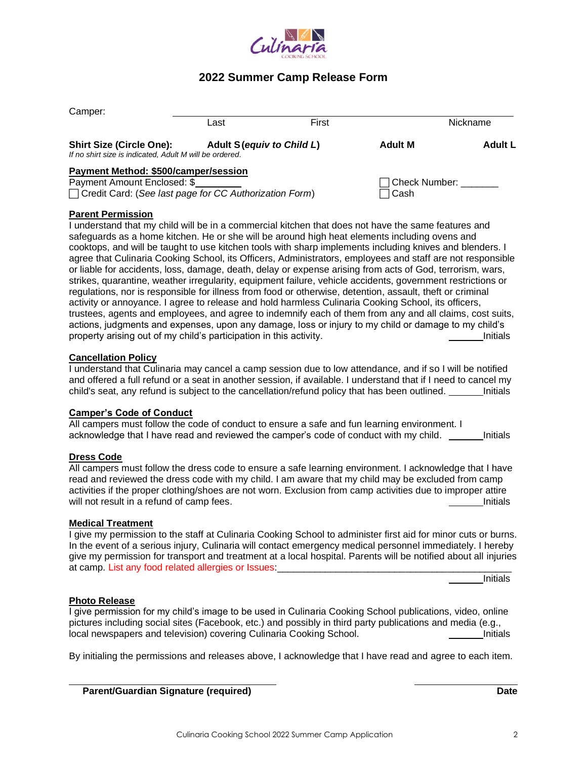# 2022 Summer Camp Release Form

Camper: ______________________________________________

Last First Nickname

**Shift Size (Circle One):** **Adult S (*equiv to Child L*)** **Adult M** **Adult L**

*If no shirt size is indicated, Adult M will be ordered.*

**Payment Method: $500/camper/session**

Payment Amount Enclosed: $________

☐ Credit Card: (*See last page for CC Authorization Form*)

☐ Check Number: _______

☐ Cash

**Parent Permission**

I understand that my child will be in a commercial kitchen that does not have the same features and safeguards as a home kitchen. He or she will be around high heat elements including ovens and cooktops, and will be taught to use kitchen tools with sharp implements including knives and blenders. I agree that Culinaria Cooking School, its Officers, Administrators, employees and staff are not responsible or liable for accidents, loss, damage, death, delay or expense arising from acts of God, terrorism, wars, strikes, quarantine, weather irregularity, equipment failure, vehicle accidents, government restrictions or regulations, nor is responsible for illness from food or otherwise, detention, assault, theft or criminal activity or annoyance. I agree to release and hold harmless Culinaria Cooking School, its officers, trustees, agents and employees, and agree to indemnify each of them from any and all claims, cost suits, actions, judgments and expenses, upon any damage, loss or injury to my child or damage to my child's property arising out of my child's participation in this activity. _______Initials

**Cancellation Policy**

I understand that Culinaria may cancel a camp session due to low attendance, and if so I will be notified and offered a full refund or a seat in another session, if available. I understand that if I need to cancel my child's seat, any refund is subject to the cancellation/refund policy that has been outlined. _______Initials

**Camper's Code of Conduct**

All campers must follow the code of conduct to ensure a safe and fun learning environment. I acknowledge that I have read and reviewed the camper's code of conduct with my child. _______Initials

**Dress Code**

All campers must follow the dress code to ensure a safe learning environment. I acknowledge that I have read and reviewed the dress code with my child. I am aware that my child may be excluded from camp activities if the proper clothing/shoes are not worn. Exclusion from camp activities due to improper attire will not result in a refund of camp fees. _______Initials

**Medical Treatment**

I give my permission to the staff at Culinaria Cooking School to administer first aid for minor cuts or burns. In the event of a serious injury, Culinaria will contact emergency medical personnel immediately. I hereby give my permission for transport and treatment at a local hospital. Parents will be notified about all injuries at camp. List any food related allergies or Issues:_____________________________________________

_______Initials

**Photo Release**

I give permission for my child's image to be used in Culinaria Cooking School publications, video, online pictures including social sites (Facebook, etc.) and possibly in third party publications and media (e.g., local newspapers and television) covering Culinaria Cooking School. _______Initials

By initialing the permissions and releases above, I acknowledge that I have read and agree to each item.

______________________________ ______________

**Parent/Guardian Signature (required)** **Date**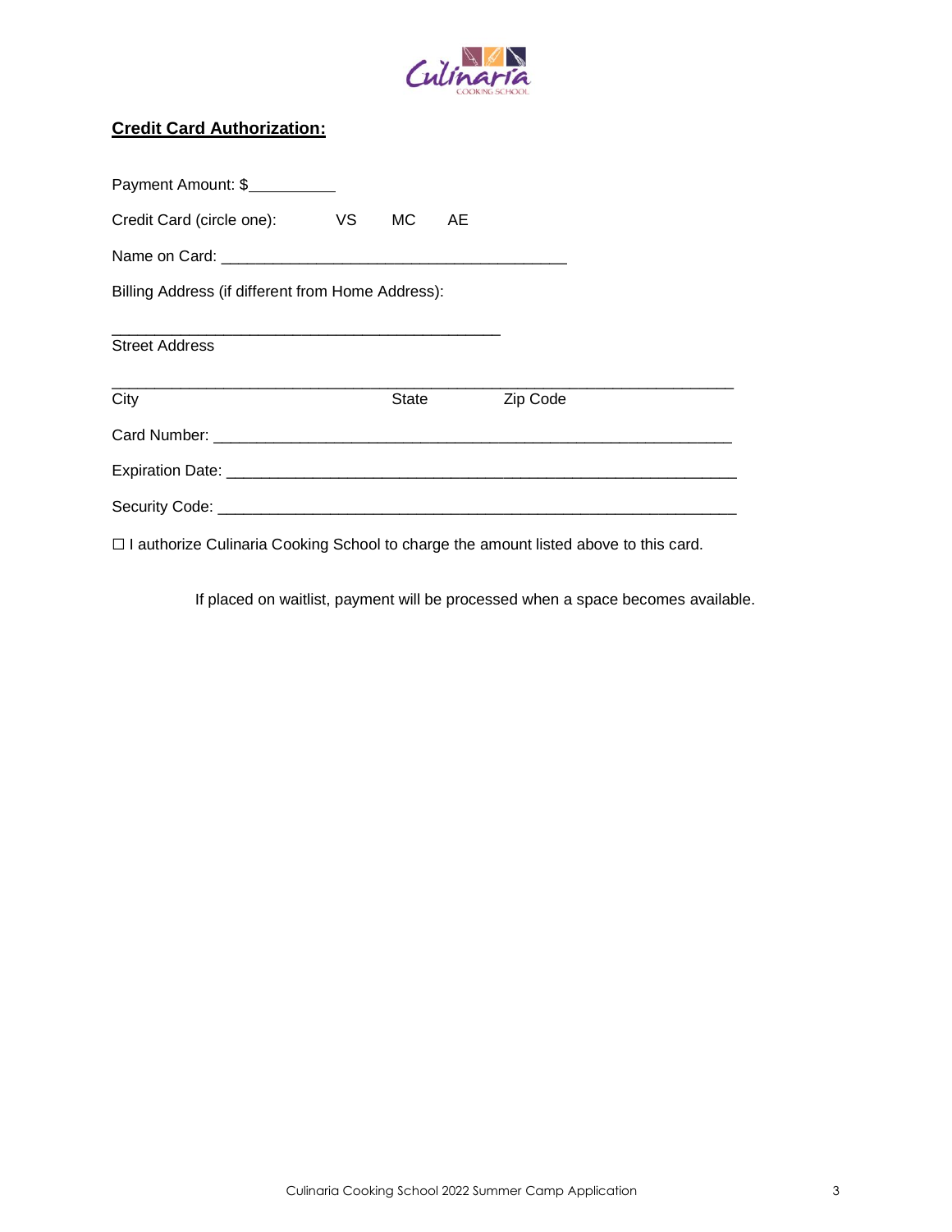## Credit Card Authorization:

Payment Amount: $__________

Credit Card (circle one): VS MC AE

Name on Card: ________________________________________

Billing Address (if different from Home Address):

_____________________________________________
Street Address

________________________________________________________________________
City State Zip Code

Card Number: ____________________________________________________________

Expiration Date: __________________________________________________________

Security Code: ____________________________________________________________

☐ I authorize Culinaria Cooking School to charge the amount listed above to this card.

If placed on waitlist, payment will be processed when a space becomes available.